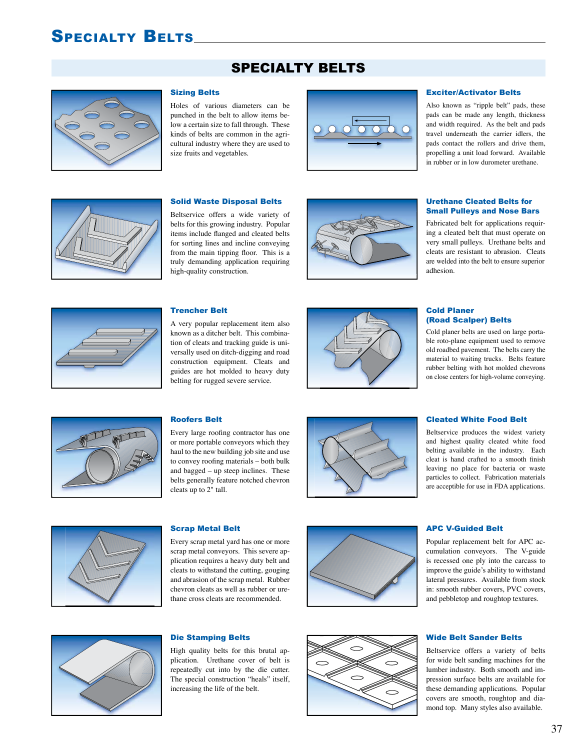# SPECIALTY BELTS

## SPECIALTY BELTS

### Sizing Belts

Holes of various diameters can be punched in the belt to allow items below a certain size to fall through. These kinds of belts are common in the agricultural industry where they are used to size fruits and vegetables.

### Exciter/Activator Belts

Also known as "ripple belt" pads, these pads can be made any length, thickness and width required. As the belt and pads travel underneath the carrier idlers, the pads contact the rollers and drive them, propelling a unit load forward. Available in rubber or in low durometer urethane.

### Solid Waste Disposal Belts

Beltservice offers a wide variety of belts for this growing industry. Popular items include flanged and cleated belts for sorting lines and incline conveying from the main tipping floor. This is a truly demanding application requiring high-quality construction.

### Urethane Cleated Belts for Small Pulleys and Nose Bars

Fabricated belt for applications requiring a cleated belt that must operate on very small pulleys. Urethane belts and cleats are resistant to abrasion. Cleats are welded into the belt to ensure superior adhesion.

### Trencher Belt

A very popular replacement item also known as a ditcher belt. This combination of cleats and tracking guide is universally used on ditch-digging and road construction equipment. Cleats and guides are hot molded to heavy duty belting for rugged severe service.

### Cold Planer (Road Scalper) Belts

Cold planer belts are used on large portable roto-plane equipment used to remove old roadbed pavement. The belts carry the material to waiting trucks. Belts feature rubber belting with hot molded chevrons on close centers for high-volume conveying.

### Roofers Belt

Every large roofing contractor has one or more portable conveyors which they haul to the new building job site and use to convey roofing materials – both bulk and bagged – up steep inclines. These belts generally feature notched chevron cleats up to 2" tall.

### Cleated White Food Belt

Beltservice produces the widest variety and highest quality cleated white food belting available in the industry. Each cleat is hand crafted to a smooth finish leaving no place for bacteria or waste particles to collect. Fabrication materials are acceptible for use in FDA applications.

### Scrap Metal Belt

Every scrap metal yard has one or more scrap metal conveyors. This severe application requires a heavy duty belt and cleats to withstand the cutting, gouging and abrasion of the scrap metal. Rubber chevron cleats as well as rubber or urethane cross cleats are recommended.

### APC V-Guided Belt

Popular replacement belt for APC accumulation conveyors. The V-guide is recessed one ply into the carcass to improve the guide's ability to withstand lateral pressures. Available from stock in: smooth rubber covers, PVC covers, and pebbletop and roughtop textures.

### Die Stamping Belts

High quality belts for this brutal application. Urethane cover of belt is repeatedly cut into by the die cutter. The special construction "heals" itself, increasing the life of the belt.

### Wide Belt Sander Belts

Beltservice offers a variety of belts for wide belt sanding machines for the lumber industry. Both smooth and impression surface belts are available for these demanding applications. Popular covers are smooth, roughtop and diamond top. Many styles also available.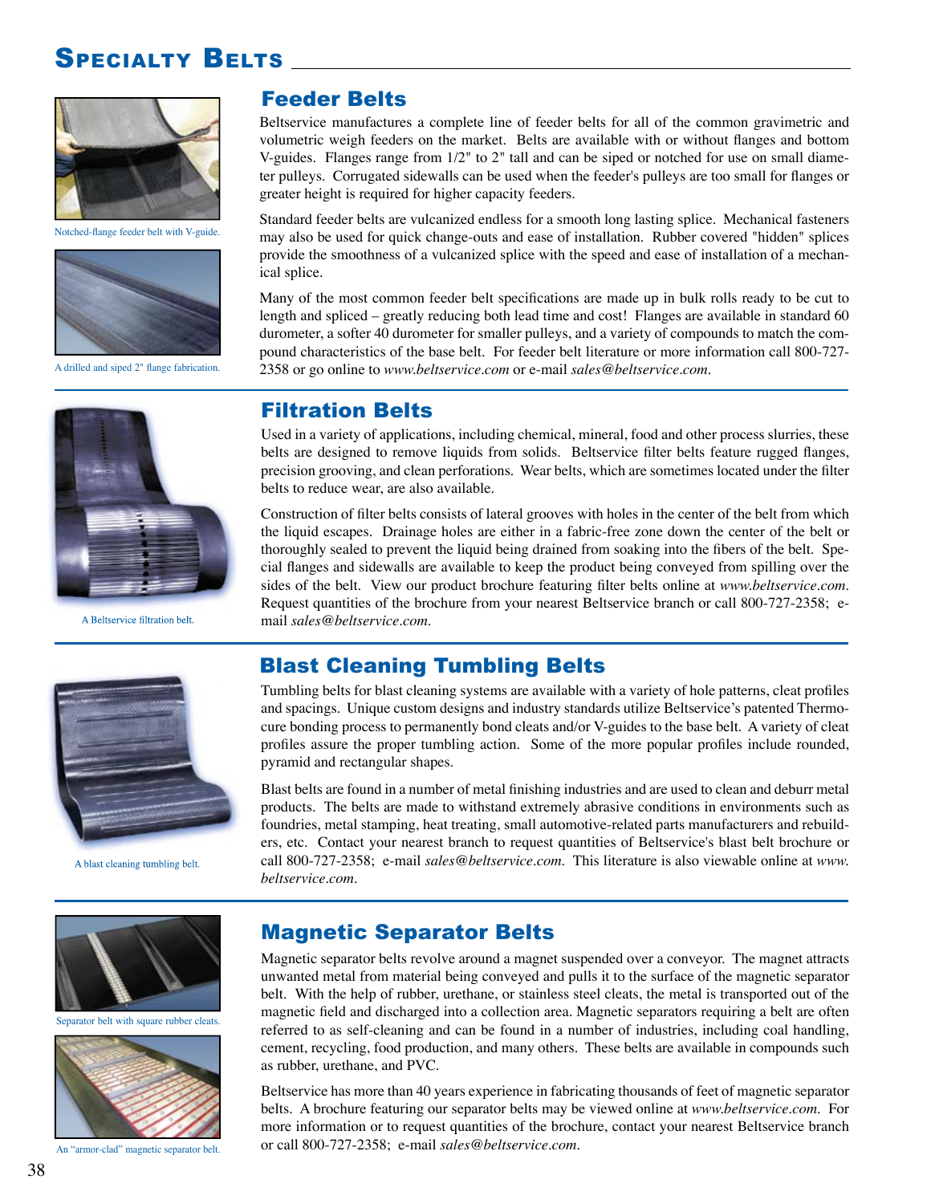# Specialty Belts

## Feeder Belts

Beltservice manufactures a complete line of feeder belts for all of the common gravimetric and volumetric weigh feeders on the market. Belts are available with or without flanges and bottom V-guides. Flanges range from 1/2" to 2" tall and can be siped or notched for use on small diameter pulleys. Corrugated sidewalls can be used when the feeder's pulleys are too small for flanges or greater height is required for higher capacity feeders.

Standard feeder belts are vulcanized endless for a smooth long lasting splice. Mechanical fasteners may also be used for quick change-outs and ease of installation. Rubber covered "hidden" splices provide the smoothness of a vulcanized splice with the speed and ease of installation of a mechanical splice.

Many of the most common feeder belt specifications are made up in bulk rolls ready to be cut to length and spliced – greatly reducing both lead time and cost! Flanges are available in standard 60 durometer, a softer 40 durometer for smaller pulleys, and a variety of compounds to match the compound characteristics of the base belt. For feeder belt literature or more information call 800-727-2358 or go online to *www.beltservice.com* or e-mail *sales@beltservice.com*.

Notched-flange feeder belt with V-guide.

A drilled and siped 2" flange fabrication.

## Filtration Belts

Used in a variety of applications, including chemical, mineral, food and other process slurries, these belts are designed to remove liquids from solids. Beltservice filter belts feature rugged flanges, precision grooving, and clean perforations. Wear belts, which are sometimes located under the filter belts to reduce wear, are also available.

Construction of filter belts consists of lateral grooves with holes in the center of the belt from which the liquid escapes. Drainage holes are either in a fabric-free zone down the center of the belt or thoroughly sealed to prevent the liquid being drained from soaking into the fibers of the belt. Special flanges and sidewalls are available to keep the product being conveyed from spilling over the sides of the belt. View our product brochure featuring filter belts online at *www.beltservice.com*. Request quantities of the brochure from your nearest Beltservice branch or call 800-727-2358; e-mail *sales@beltservice.com*.

A Beltservice filtration belt.

## Blast Cleaning Tumbling Belts

Tumbling belts for blast cleaning systems are available with a variety of hole patterns, cleat profiles and spacings. Unique custom designs and industry standards utilize Beltservice's patented Thermo-cure bonding process to permanently bond cleats and/or V-guides to the base belt. A variety of cleat profiles assure the proper tumbling action. Some of the more popular profiles include rounded, pyramid and rectangular shapes.

Blast belts are found in a number of metal finishing industries and are used to clean and deburr metal products. The belts are made to withstand extremely abrasive conditions in environments such as foundries, metal stamping, heat treating, small automotive-related parts manufacturers and rebuilders, etc. Contact your nearest branch to request quantities of Beltservice's blast belt brochure or call 800-727-2358; e-mail *sales@beltservice.com*. This literature is also viewable online at *www.beltservice.com*.

A blast cleaning tumbling belt.

## Magnetic Separator Belts

Magnetic separator belts revolve around a magnet suspended over a conveyor. The magnet attracts unwanted metal from material being conveyed and pulls it to the surface of the magnetic separator belt. With the help of rubber, urethane, or stainless steel cleats, the metal is transported out of the magnetic field and discharged into a collection area. Magnetic separators requiring a belt are often referred to as self-cleaning and can be found in a number of industries, including coal handling, cement, recycling, food production, and many others. These belts are available in compounds such as rubber, urethane, and PVC.

Beltservice has more than 40 years experience in fabricating thousands of feet of magnetic separator belts. A brochure featuring our separator belts may be viewed online at *www.beltservice.com*. For more information or to request quantities of the brochure, contact your nearest Beltservice branch or call 800-727-2358; e-mail *sales@beltservice.com*.

Separator belt with square rubber cleats.

An "armor-clad" magnetic separator belt.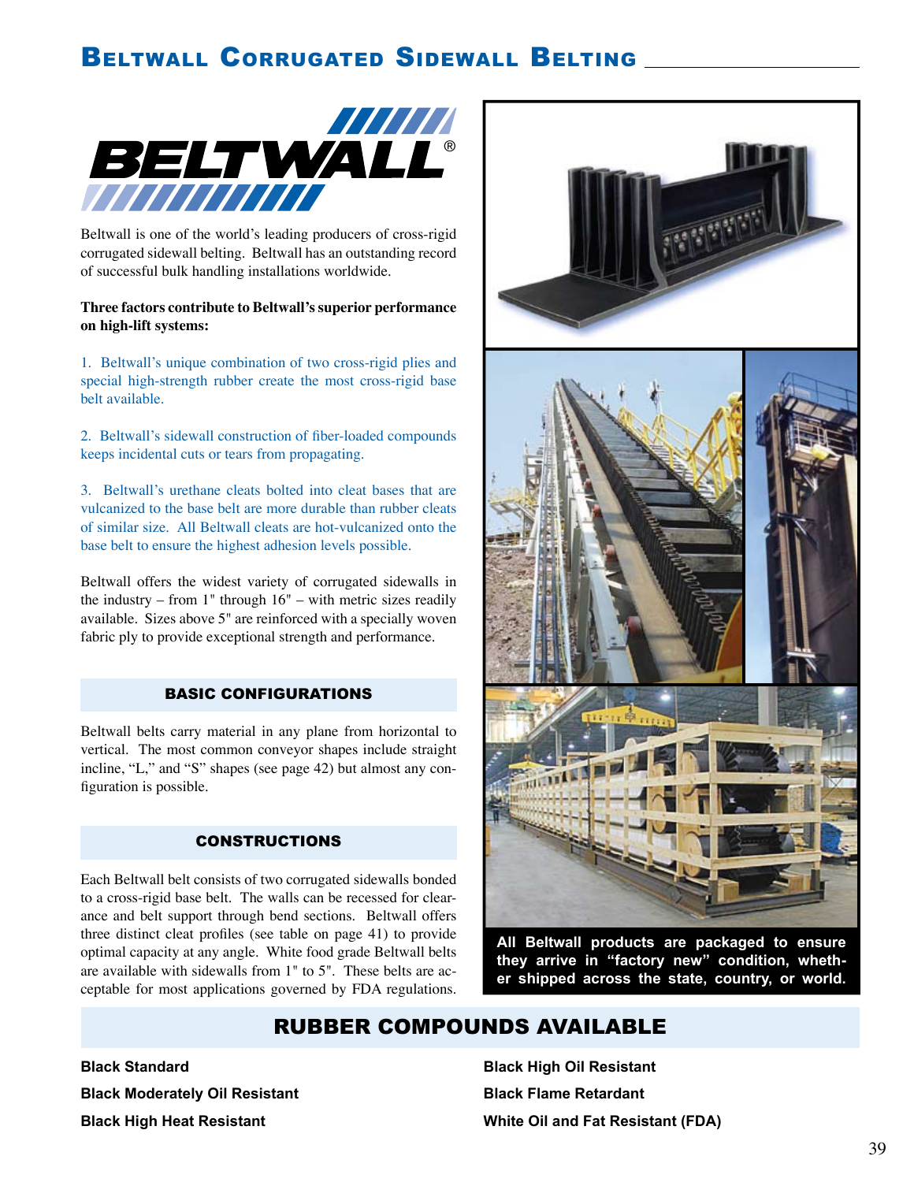# Beltwall Corrugated Sidewall Belting

Beltwall is one of the world's leading producers of cross-rigid corrugated sidewall belting. Beltwall has an outstanding record of successful bulk handling installations worldwide.

**Three factors contribute to Beltwall's superior performance on high-lift systems:**

1. Beltwall's unique combination of two cross-rigid plies and special high-strength rubber create the most cross-rigid base belt available.

2. Beltwall's sidewall construction of fiber-loaded compounds keeps incidental cuts or tears from propagating.

3. Beltwall's urethane cleats bolted into cleat bases that are vulcanized to the base belt are more durable than rubber cleats of similar size. All Beltwall cleats are hot-vulcanized onto the base belt to ensure the highest adhesion levels possible.

Beltwall offers the widest variety of corrugated sidewalls in the industry – from 1" through 16" – with metric sizes readily available. Sizes above 5" are reinforced with a specially woven fabric ply to provide exceptional strength and performance.

## BASIC CONFIGURATIONS

Beltwall belts carry material in any plane from horizontal to vertical. The most common conveyor shapes include straight incline, "L," and "S" shapes (see page 42) but almost any configuration is possible.

## CONSTRUCTIONS

Each Beltwall belt consists of two corrugated sidewalls bonded to a cross-rigid base belt. The walls can be recessed for clearance and belt support through bend sections. Beltwall offers three distinct cleat profiles (see table on page 41) to provide optimal capacity at any angle. White food grade Beltwall belts are available with sidewalls from 1" to 5". These belts are acceptable for most applications governed by FDA regulations.

**All Beltwall products are packaged to ensure they arrive in "factory new" condition, whether shipped across the state, country, or world.**

## RUBBER COMPOUNDS AVAILABLE

**Black Standard**

**Black Moderately Oil Resistant**

**Black High Heat Resistant**

**Black High Oil Resistant**

**Black Flame Retardant**

**White Oil and Fat Resistant (FDA)**